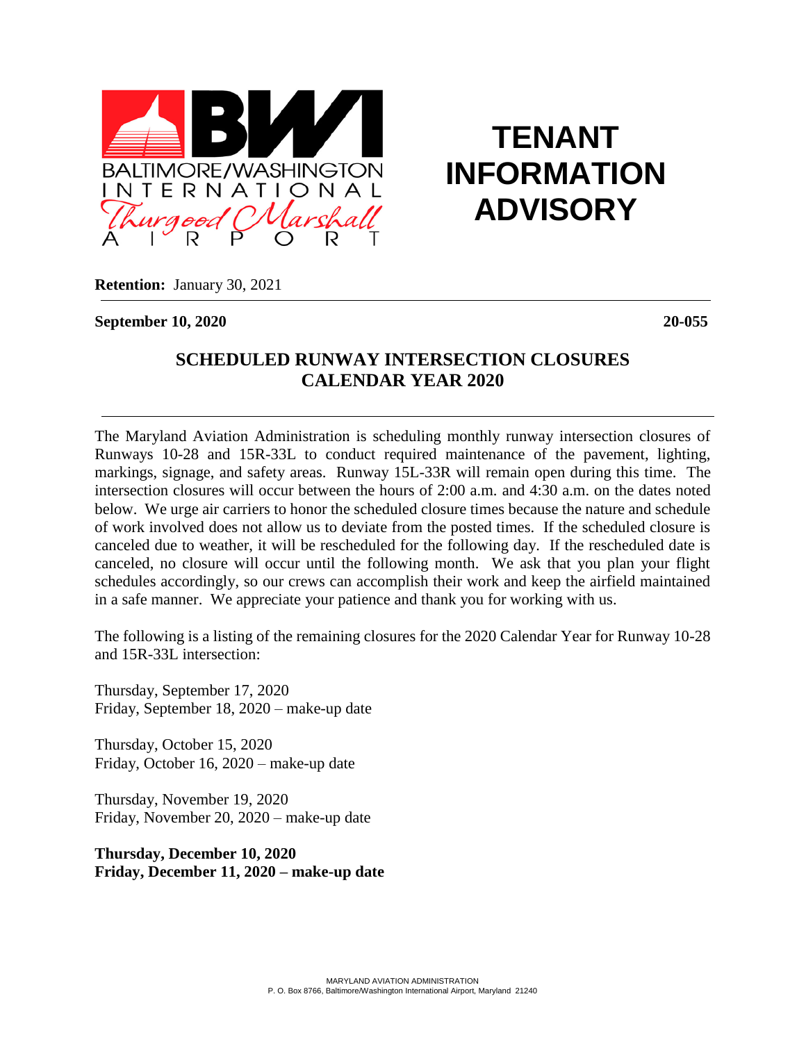BALTIMORE/WASHINGTON INTERNATIONAL Thurgood Marshall AIRPORT

# TENANT INFORMATION ADVISORY

**Retention:** January 30, 2021

**September 10, 2020** **20-055**

## SCHEDULED RUNWAY INTERSECTION CLOSURES CALENDAR YEAR 2020

The Maryland Aviation Administration is scheduling monthly runway intersection closures of Runways 10-28 and 15R-33L to conduct required maintenance of the pavement, lighting, markings, signage, and safety areas. Runway 15L-33R will remain open during this time. The intersection closures will occur between the hours of 2:00 a.m. and 4:30 a.m. on the dates noted below. We urge air carriers to honor the scheduled closure times because the nature and schedule of work involved does not allow us to deviate from the posted times. If the scheduled closure is canceled due to weather, it will be rescheduled for the following day. If the rescheduled date is canceled, no closure will occur until the following month. We ask that you plan your flight schedules accordingly, so our crews can accomplish their work and keep the airfield maintained in a safe manner. We appreciate your patience and thank you for working with us.

The following is a listing of the remaining closures for the 2020 Calendar Year for Runway 10-28 and 15R-33L intersection:

Thursday, September 17, 2020
Friday, September 18, 2020 – make-up date

Thursday, October 15, 2020
Friday, October 16, 2020 – make-up date

Thursday, November 19, 2020
Friday, November 20, 2020 – make-up date

**Thursday, December 10, 2020**
**Friday, December 11, 2020 – make-up date**

MARYLAND AVIATION ADMINISTRATION
P. O. Box 8766, Baltimore/Washington International Airport, Maryland 21240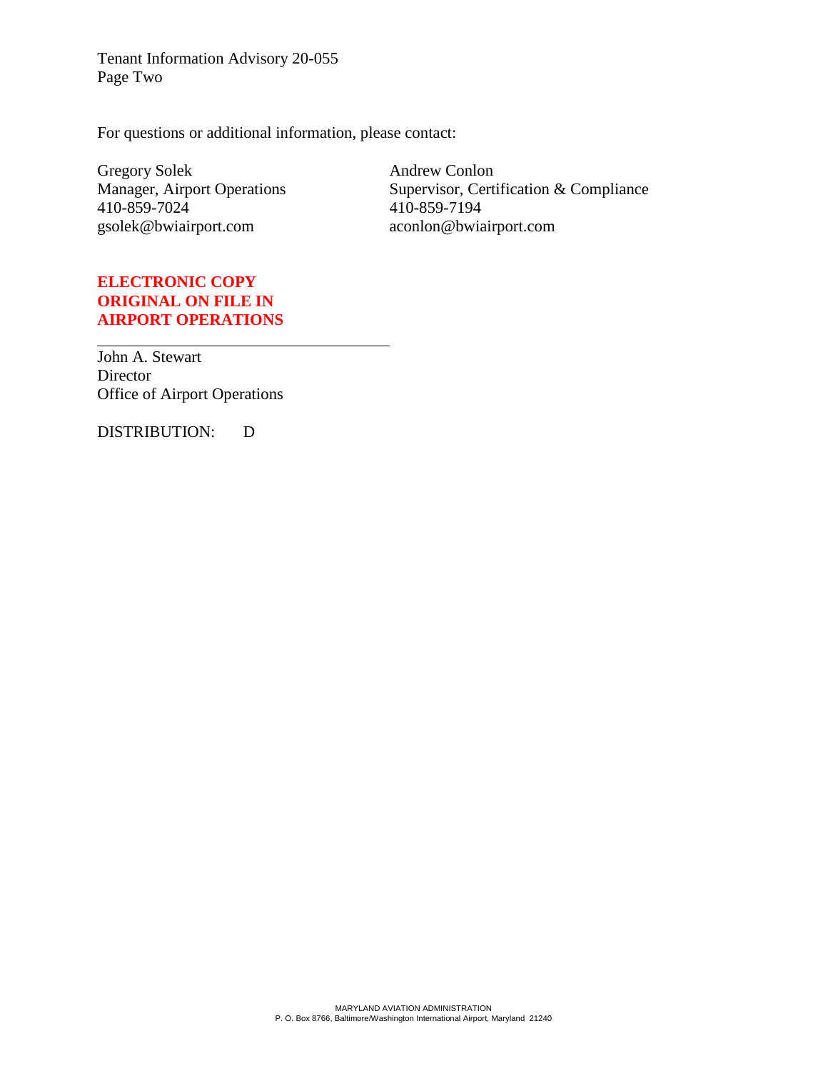For questions or additional information, please contact:

Gregory Solek
Manager, Airport Operations
410-859-7024
gsolek@bwiairport.com

Andrew Conlon
Supervisor, Certification & Compliance
410-859-7194
aconlon@bwiairport.com

**ELECTRONIC COPY**
**ORIGINAL ON FILE IN**
**AIRPORT OPERATIONS**

---

John A. Stewart
Director
Office of Airport Operations

DISTRIBUTION: D